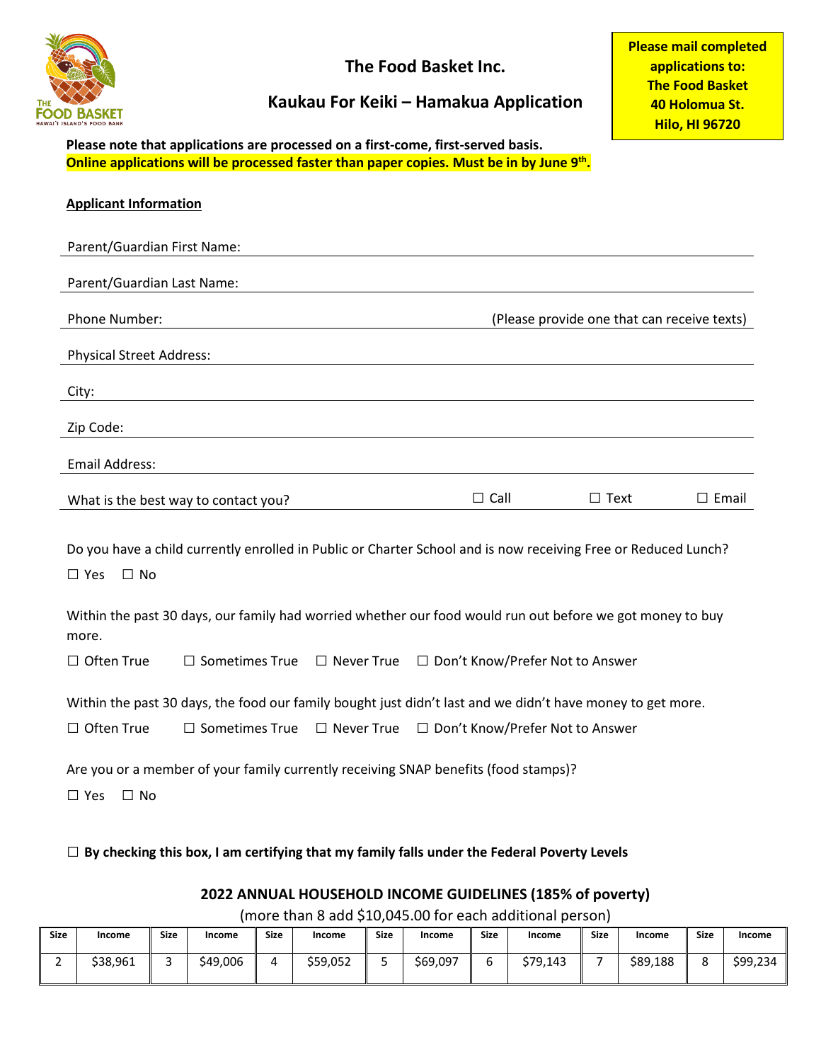# The Food Basket Inc.

## Kaukau For Keiki – Hamakua Application

**Please mail completed applications to:**
**The Food Basket**
**40 Holomua St.**
**Hilo, HI 96720**

**Please note that applications are processed on a first-come, first-served basis.**
**Online applications will be processed faster than paper copies. Must be in by June 9th.**

**Applicant Information**

Parent/Guardian First Name: ______________________________

Parent/Guardian Last Name: ______________________________

Phone Number: ______________________________ (Please provide one that can receive texts)

Physical Street Address: ______________________________

City: ______________________________

Zip Code: ______________________________

Email Address: ______________________________

What is the best way to contact you? ☐ Call ☐ Text ☐ Email

Do you have a child currently enrolled in Public or Charter School and is now receiving Free or Reduced Lunch?

☐ Yes ☐ No

Within the past 30 days, our family had worried whether our food would run out before we got money to buy more.

☐ Often True ☐ Sometimes True ☐ Never True ☐ Don't Know/Prefer Not to Answer

Within the past 30 days, the food our family bought just didn't last and we didn't have money to get more.

☐ Often True ☐ Sometimes True ☐ Never True ☐ Don't Know/Prefer Not to Answer

Are you or a member of your family currently receiving SNAP benefits (food stamps)?

☐ Yes ☐ No

☐ **By checking this box, I am certifying that my family falls under the Federal Poverty Levels**

### 2022 ANNUAL HOUSEHOLD INCOME GUIDELINES (185% of poverty)

(more than 8 add $10,045.00 for each additional person)

| Size | Income | Size | Income | Size | Income | Size | Income | Size | Income | Size | Income | Size | Income |
|---|---|---|---|---|---|---|---|---|---|---|---|---|---|
| 2 | $38,961 | 3 | $49,006 | 4 | $59,052 | 5 | $69,097 | 6 | $79,143 | 7 | $89,188 | 8 | $99,234 |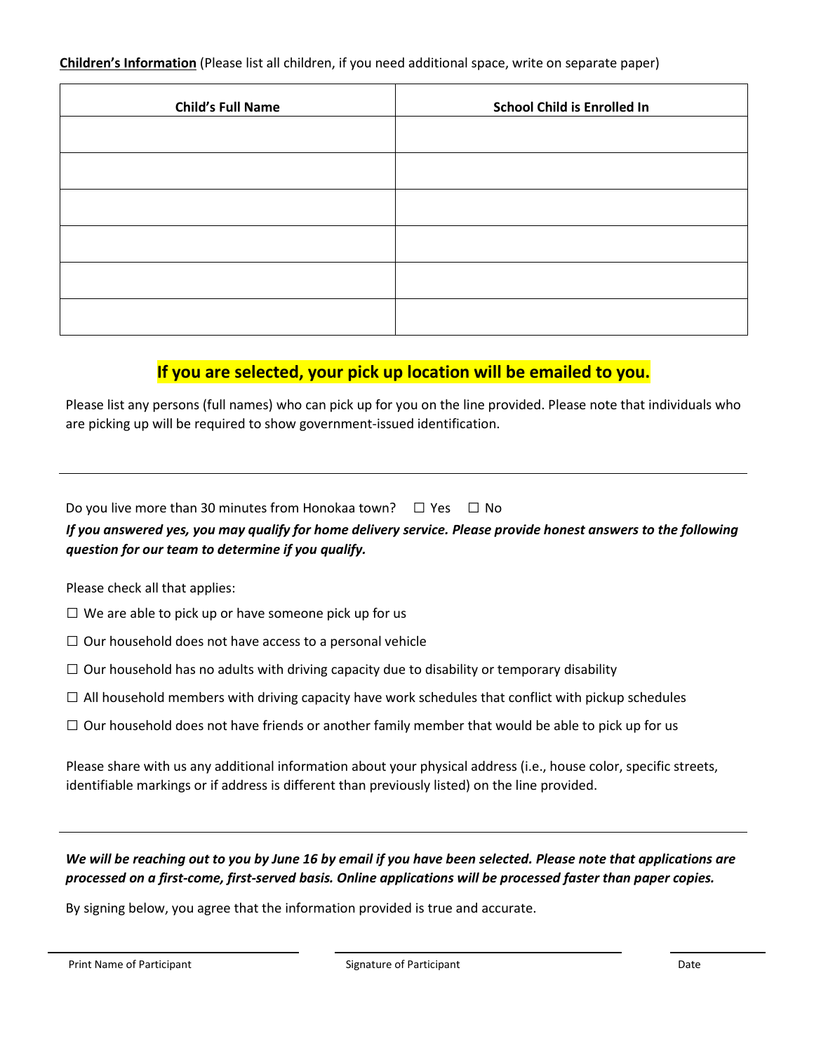**Children's Information** (Please list all children, if you need additional space, write on separate paper)

| Child's Full Name | School Child is Enrolled In |
|---|---|
| | |
| | |
| | |
| | |
| | |
| | |

**If you are selected, your pick up location will be emailed to you.**

Please list any persons (full names) who can pick up for you on the line provided. Please note that individuals who are picking up will be required to show government-issued identification.

\_\_\_\_\_\_\_\_\_\_\_\_\_\_\_\_\_\_\_\_\_\_\_\_\_\_\_\_\_\_\_\_\_\_\_\_\_\_\_\_\_\_\_\_\_\_\_\_\_\_\_\_\_\_\_\_

Do you live more than 30 minutes from Honokaa town? ☐ Yes ☐ No

***If you answered yes, you may qualify for home delivery service. Please provide honest answers to the following question for our team to determine if you qualify.***

Please check all that applies:

☐ We are able to pick up or have someone pick up for us

☐ Our household does not have access to a personal vehicle

☐ Our household has no adults with driving capacity due to disability or temporary disability

☐ All household members with driving capacity have work schedules that conflict with pickup schedules

☐ Our household does not have friends or another family member that would be able to pick up for us

Please share with us any additional information about your physical address (i.e., house color, specific streets, identifiable markings or if address is different than previously listed) on the line provided.

\_\_\_\_\_\_\_\_\_\_\_\_\_\_\_\_\_\_\_\_\_\_\_\_\_\_\_\_\_\_\_\_\_\_\_\_\_\_\_\_\_\_\_\_\_\_\_\_\_\_\_\_\_\_\_\_

***We will be reaching out to you by June 16 by email if you have been selected. Please note that applications are processed on a first-come, first-served basis. Online applications will be processed faster than paper copies.***

By signing below, you agree that the information provided is true and accurate.

\_\_\_\_\_\_\_\_\_\_\_\_\_\_\_\_\_\_\_\_\_\_\_\_\_\_ \_\_\_\_\_\_\_\_\_\_\_\_\_\_\_\_\_\_\_\_\_\_\_\_\_\_ \_\_\_\_\_\_\_\_\_\_

Print Name of Participant Signature of Participant Date